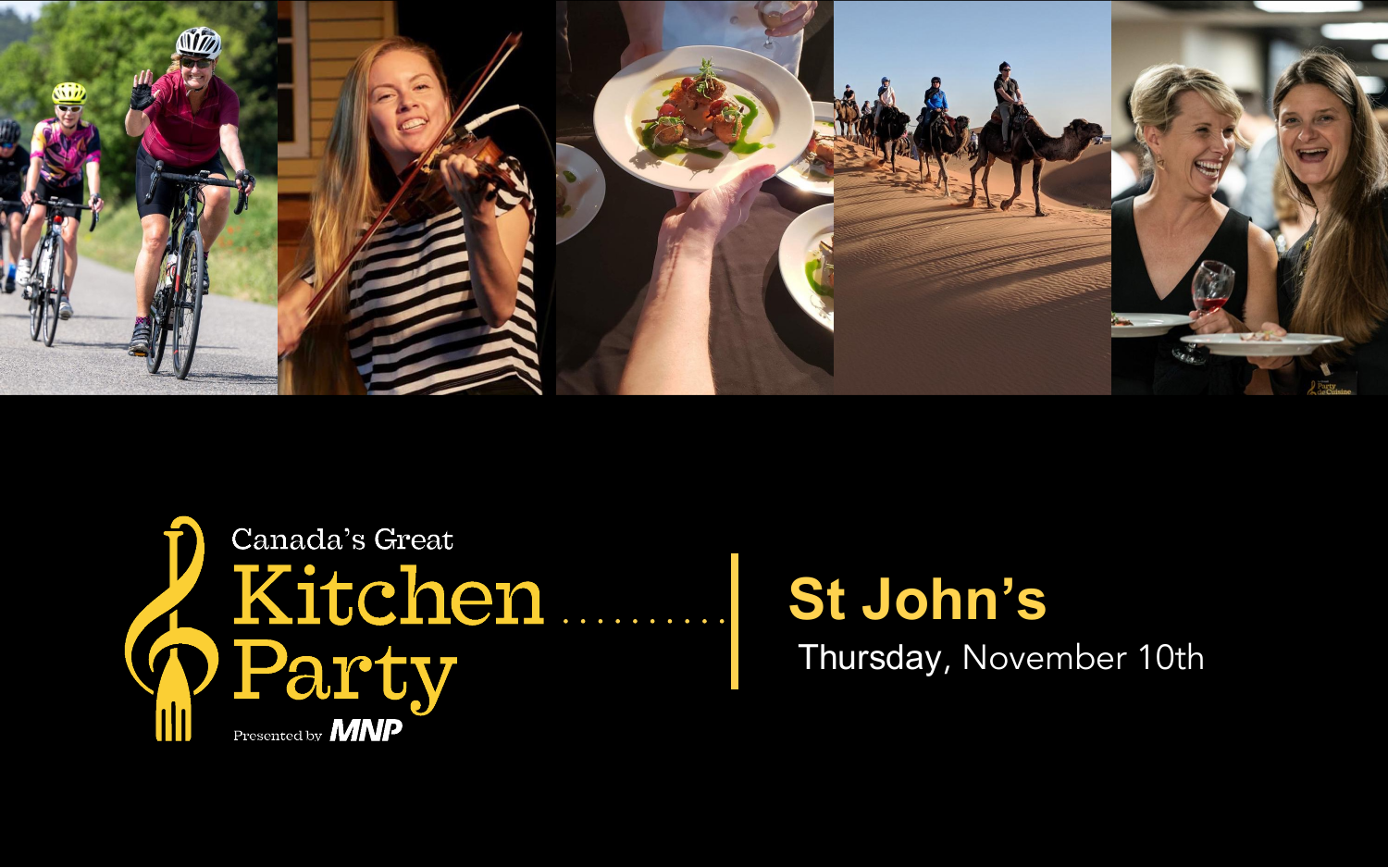Canada's Great

# Kitchen Party

Presented by MNP

## St John's

Thursday, November 10th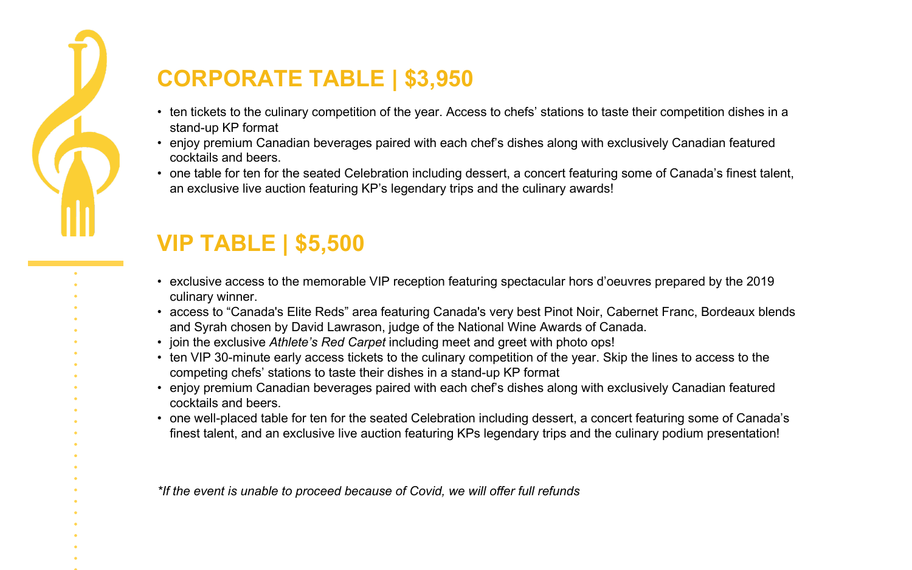## CORPORATE TABLE | $3,950

- ten tickets to the culinary competition of the year. Access to chefs' stations to taste their competition dishes in a stand-up KP format
- enjoy premium Canadian beverages paired with each chef's dishes along with exclusively Canadian featured cocktails and beers.
- one table for ten for the seated Celebration including dessert, a concert featuring some of Canada's finest talent, an exclusive live auction featuring KP's legendary trips and the culinary awards!

## VIP TABLE | $5,500

- exclusive access to the memorable VIP reception featuring spectacular hors d'oeuvres prepared by the 2019 culinary winner.
- access to "Canada's Elite Reds" area featuring Canada's very best Pinot Noir, Cabernet Franc, Bordeaux blends and Syrah chosen by David Lawrason, judge of the National Wine Awards of Canada.
- join the exclusive *Athlete's Red Carpet* including meet and greet with photo ops!
- ten VIP 30-minute early access tickets to the culinary competition of the year. Skip the lines to access to the competing chefs' stations to taste their dishes in a stand-up KP format
- enjoy premium Canadian beverages paired with each chef's dishes along with exclusively Canadian featured cocktails and beers.
- one well-placed table for ten for the seated Celebration including dessert, a concert featuring some of Canada's finest talent, and an exclusive live auction featuring KPs legendary trips and the culinary podium presentation!

*\*If the event is unable to proceed because of Covid, we will offer full refunds*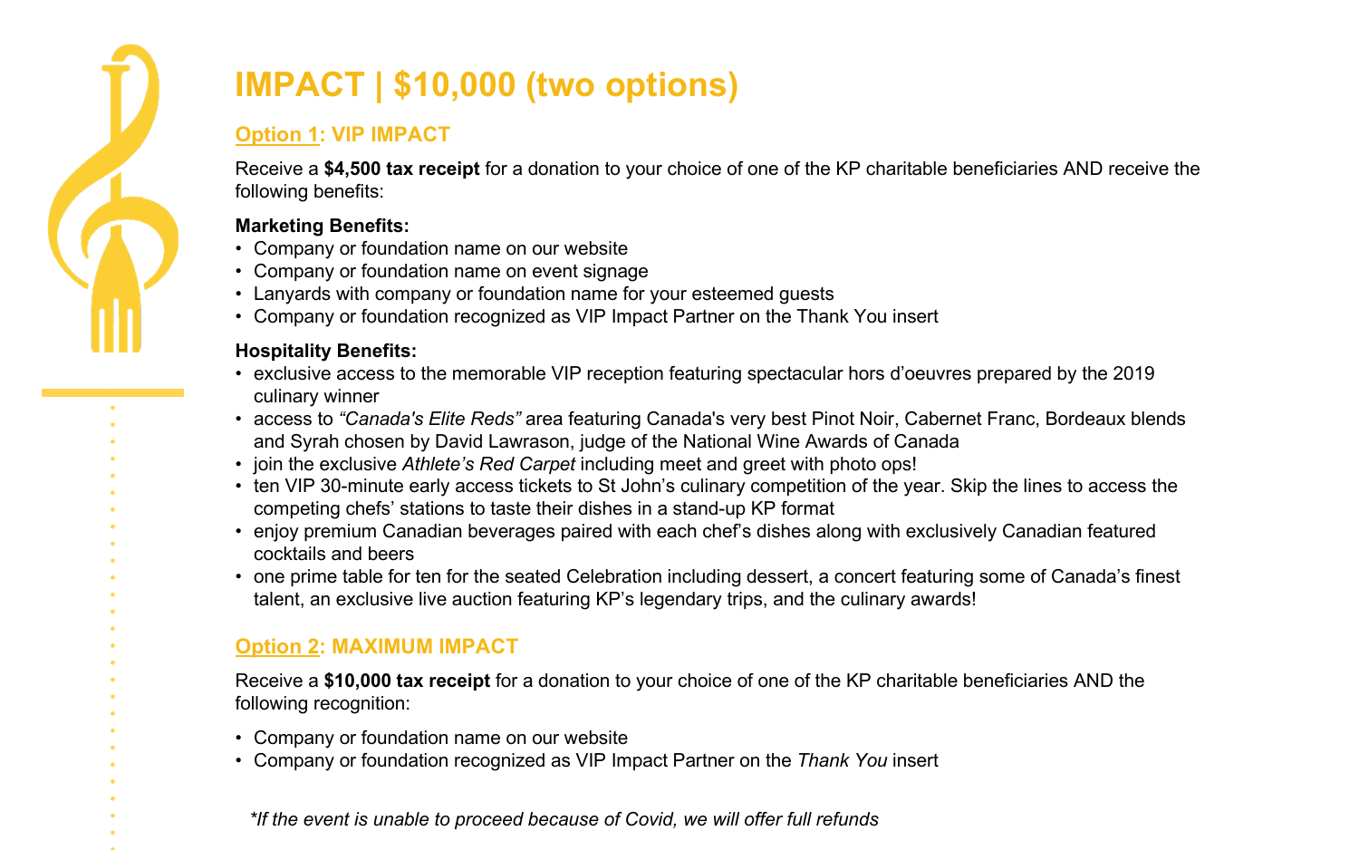# IMPACT | $10,000 (two options)

## Option 1: VIP IMPACT

Receive a **$4,500 tax receipt** for a donation to your choice of one of the KP charitable beneficiaries AND receive the following benefits:

**Marketing Benefits:**

- Company or foundation name on our website
- Company or foundation name on event signage
- Lanyards with company or foundation name for your esteemed guests
- Company or foundation recognized as VIP Impact Partner on the Thank You insert

**Hospitality Benefits:**

- exclusive access to the memorable VIP reception featuring spectacular hors d'oeuvres prepared by the 2019 culinary winner
- access to *"Canada's Elite Reds"* area featuring Canada's very best Pinot Noir, Cabernet Franc, Bordeaux blends and Syrah chosen by David Lawrason, judge of the National Wine Awards of Canada
- join the exclusive *Athlete's Red Carpet* including meet and greet with photo ops!
- ten VIP 30-minute early access tickets to St John's culinary competition of the year. Skip the lines to access the competing chefs' stations to taste their dishes in a stand-up KP format
- enjoy premium Canadian beverages paired with each chef's dishes along with exclusively Canadian featured cocktails and beers
- one prime table for ten for the seated Celebration including dessert, a concert featuring some of Canada's finest talent, an exclusive live auction featuring KP's legendary trips, and the culinary awards!

## Option 2: MAXIMUM IMPACT

Receive a **$10,000 tax receipt** for a donation to your choice of one of the KP charitable beneficiaries AND the following recognition:

- Company or foundation name on our website
- Company or foundation recognized as VIP Impact Partner on the *Thank You* insert

*\*If the event is unable to proceed because of Covid, we will offer full refunds*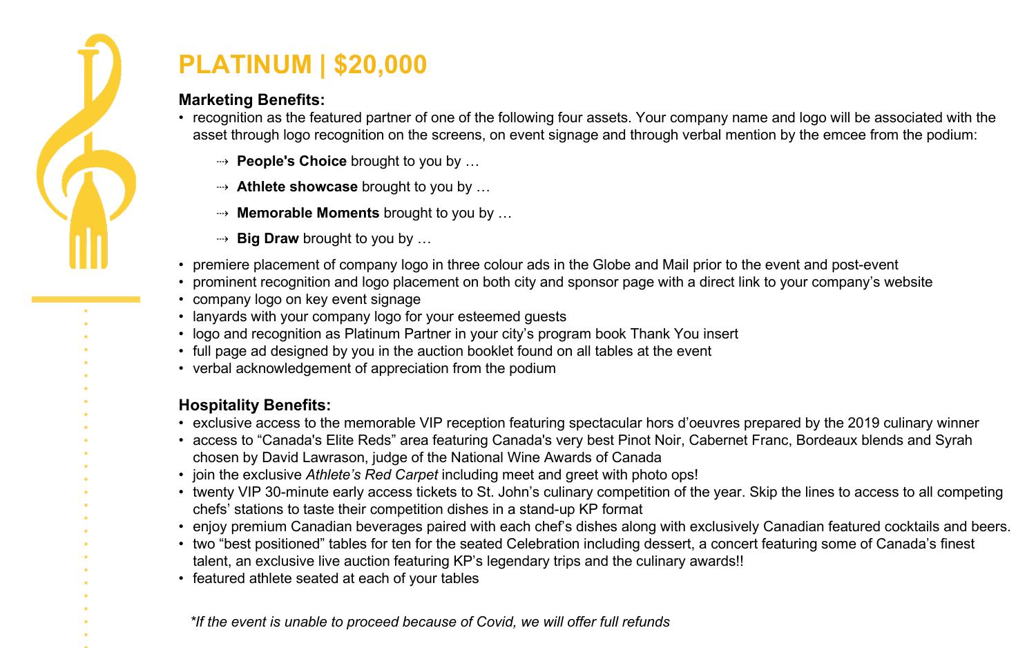# PLATINUM | $20,000

**Marketing Benefits:**

- recognition as the featured partner of one of the following four assets. Your company name and logo will be associated with the asset through logo recognition on the screens, on event signage and through verbal mention by the emcee from the podium:
  - ⇢ **People's Choice** brought to you by …
  - ⇢ **Athlete showcase** brought to you by …
  - ⇢ **Memorable Moments** brought to you by …
  - ⇢ **Big Draw** brought to you by …
- premiere placement of company logo in three colour ads in the Globe and Mail prior to the event and post-event
- prominent recognition and logo placement on both city and sponsor page with a direct link to your company's website
- company logo on key event signage
- lanyards with your company logo for your esteemed guests
- logo and recognition as Platinum Partner in your city's program book Thank You insert
- full page ad designed by you in the auction booklet found on all tables at the event
- verbal acknowledgement of appreciation from the podium

**Hospitality Benefits:**

- exclusive access to the memorable VIP reception featuring spectacular hors d'oeuvres prepared by the 2019 culinary winner
- access to "Canada's Elite Reds" area featuring Canada's very best Pinot Noir, Cabernet Franc, Bordeaux blends and Syrah chosen by David Lawrason, judge of the National Wine Awards of Canada
- join the exclusive *Athlete's Red Carpet* including meet and greet with photo ops!
- twenty VIP 30-minute early access tickets to St. John's culinary competition of the year. Skip the lines to access to all competing chefs' stations to taste their competition dishes in a stand-up KP format
- enjoy premium Canadian beverages paired with each chef's dishes along with exclusively Canadian featured cocktails and beers.
- two "best positioned" tables for ten for the seated Celebration including dessert, a concert featuring some of Canada's finest talent, an exclusive live auction featuring KP's legendary trips and the culinary awards!!
- featured athlete seated at each of your tables

*\*If the event is unable to proceed because of Covid, we will offer full refunds*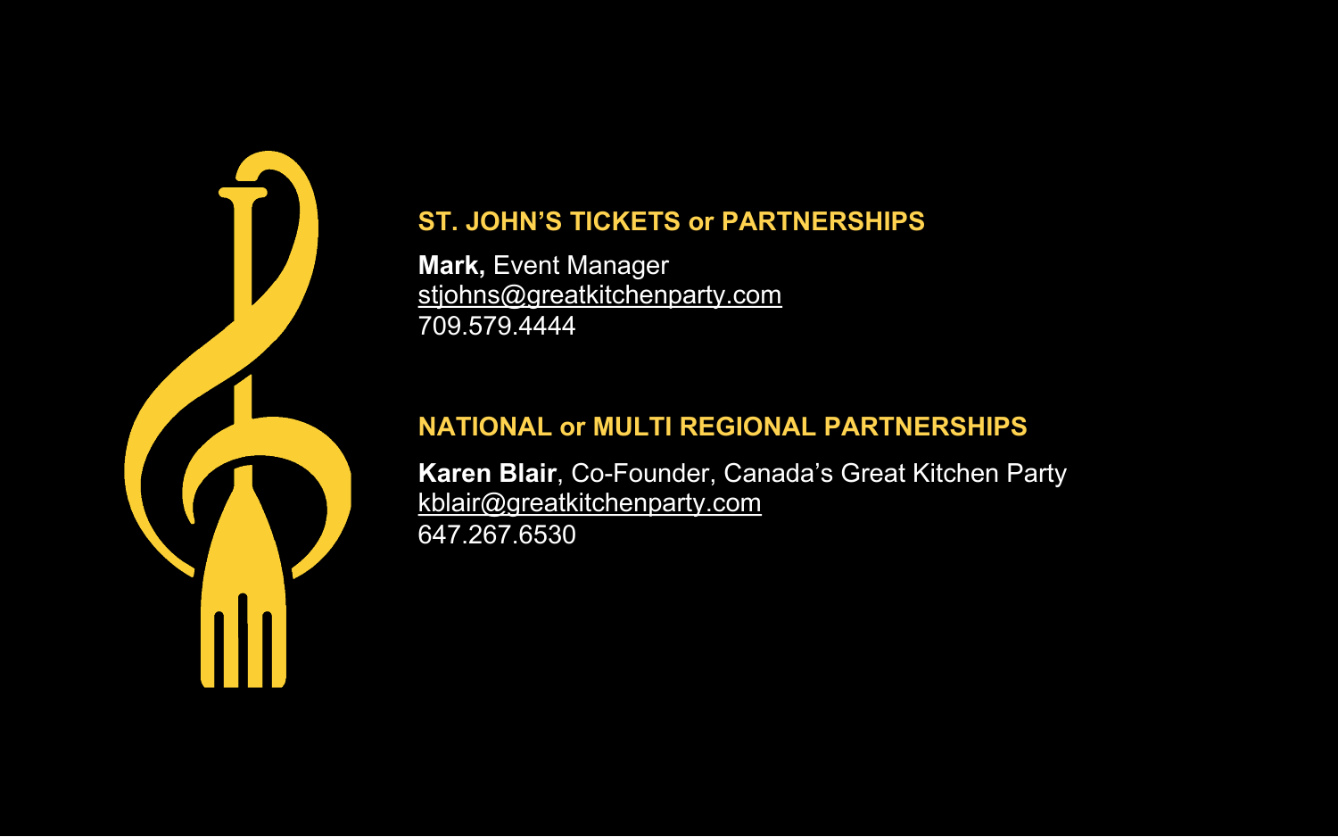## ST. JOHN'S TICKETS or PARTNERSHIPS

**Mark,** Event Manager
stjohns@greatkitchenparty.com
709.579.4444

## NATIONAL or MULTI REGIONAL PARTNERSHIPS

**Karen Blair**, Co-Founder, Canada's Great Kitchen Party
kblair@greatkitchenparty.com
647.267.6530